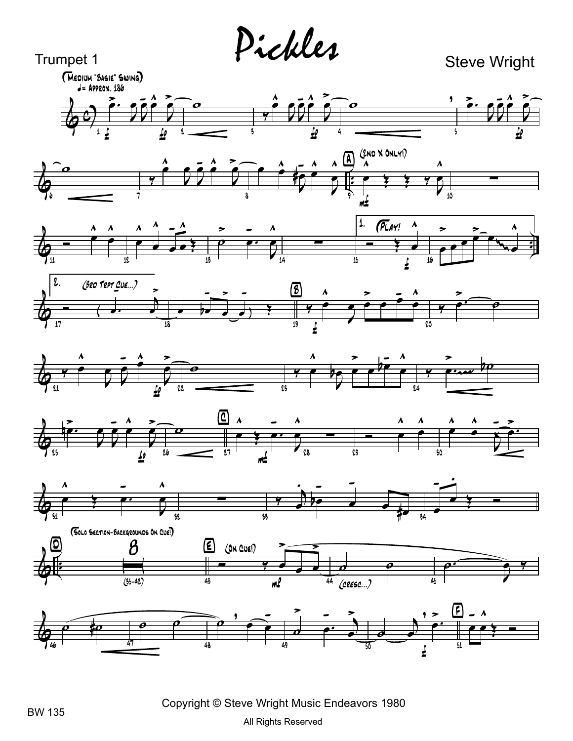# Pickles

Trumpet 1

Steve Wright

(Medium "Basie" Swing)
♩= Approx. 186

(2nd X Only!)

(Play!

(3rd Tept Cue...)

(Solo Section-Backgrounds On Cue!)

(35-42)

(On Cue!)

(cresc...)

Copyright © Steve Wright Music Endeavors 1980

All Rights Reserved

BW 135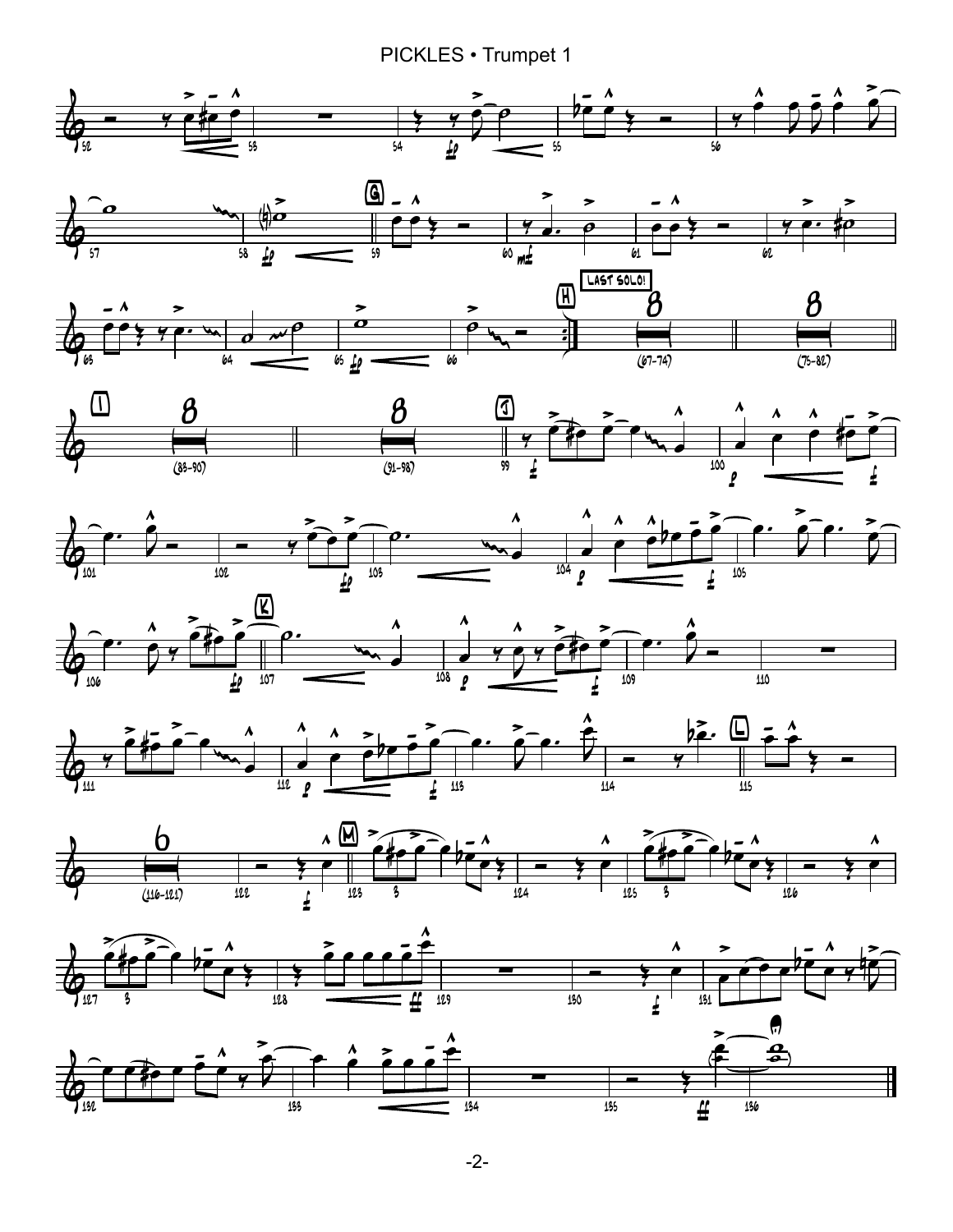# PICKLES • Trumpet 1

LAST SOLO!